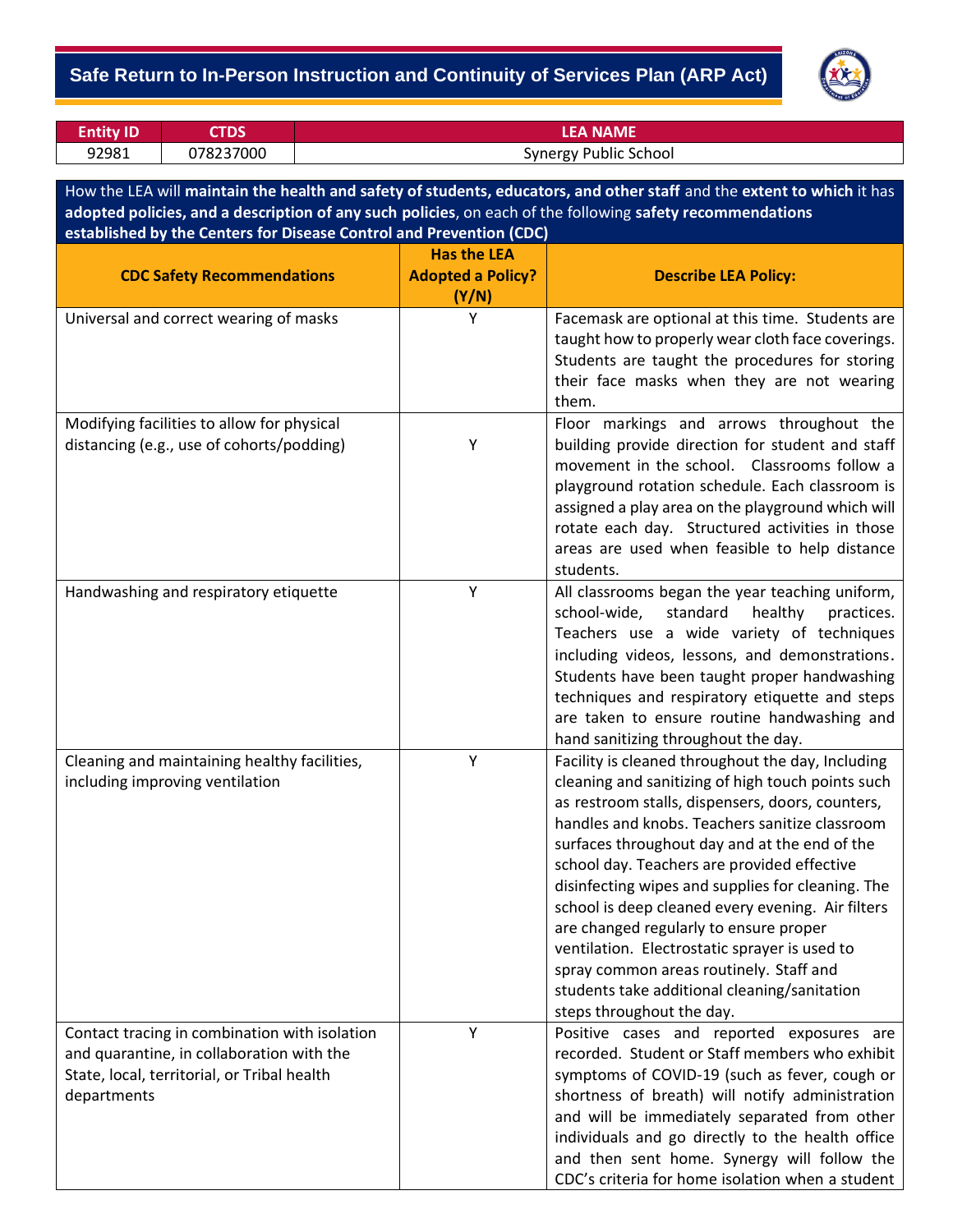# Safe Return to In-Person Instruction and Continuity of Services Plan (ARP Act)

| Entity ID | CTDS | LEA NAME |
|---|---|---|
| 92981 | 078237000 | Synergy Public School |

How the LEA will **maintain the health and safety of students, educators, and other staff** and the **extent to which** it has **adopted policies, and a description of any such policies**, on each of the following **safety recommendations established by the Centers for Disease Control and Prevention (CDC)**

| CDC Safety Recommendations | Has the LEA Adopted a Policy? (Y/N) | Describe LEA Policy: |
|---|---|---|
| Universal and correct wearing of masks | Y | Facemask are optional at this time. Students are taught how to properly wear cloth face coverings. Students are taught the procedures for storing their face masks when they are not wearing them. |
| Modifying facilities to allow for physical distancing (e.g., use of cohorts/podding) | Y | Floor markings and arrows throughout the building provide direction for student and staff movement in the school. Classrooms follow a playground rotation schedule. Each classroom is assigned a play area on the playground which will rotate each day. Structured activities in those areas are used when feasible to help distance students. |
| Handwashing and respiratory etiquette | Y | All classrooms began the year teaching uniform, school-wide, standard healthy practices. Teachers use a wide variety of techniques including videos, lessons, and demonstrations. Students have been taught proper handwashing techniques and respiratory etiquette and steps are taken to ensure routine handwashing and hand sanitizing throughout the day. |
| Cleaning and maintaining healthy facilities, including improving ventilation | Y | Facility is cleaned throughout the day, Including cleaning and sanitizing of high touch points such as restroom stalls, dispensers, doors, counters, handles and knobs. Teachers sanitize classroom surfaces throughout day and at the end of the school day. Teachers are provided effective disinfecting wipes and supplies for cleaning. The school is deep cleaned every evening. Air filters are changed regularly to ensure proper ventilation. Electrostatic sprayer is used to spray common areas routinely. Staff and students take additional cleaning/sanitation steps throughout the day. |
| Contact tracing in combination with isolation and quarantine, in collaboration with the State, local, territorial, or Tribal health departments | Y | Positive cases and reported exposures are recorded. Student or Staff members who exhibit symptoms of COVID-19 (such as fever, cough or shortness of breath) will notify administration and will be immediately separated from other individuals and go directly to the health office and then sent home. Synergy will follow the CDC's criteria for home isolation when a student |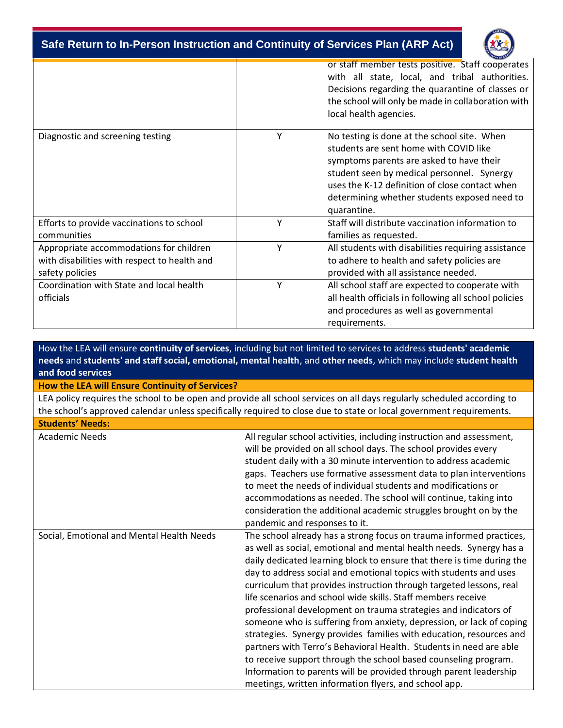| | | |
|---|---|---|
| | | or staff member tests positive. Staff cooperates with all state, local, and tribal authorities. Decisions regarding the quarantine of classes or the school will only be made in collaboration with local health agencies. |
| Diagnostic and screening testing | Y | No testing is done at the school site. When students are sent home with COVID like symptoms parents are asked to have their student seen by medical personnel. Synergy uses the K-12 definition of close contact when determining whether students exposed need to quarantine. |
| Efforts to provide vaccinations to school communities | Y | Staff will distribute vaccination information to families as requested. |
| Appropriate accommodations for children with disabilities with respect to health and safety policies | Y | All students with disabilities requiring assistance to adhere to health and safety policies are provided with all assistance needed. |
| Coordination with State and local health officials | Y | All school staff are expected to cooperate with all health officials in following all school policies and procedures as well as governmental requirements. |

How the LEA will ensure **continuity of services**, including but not limited to services to address **students' academic needs** and **students' and staff social, emotional, mental health**, and **other needs**, which may include **student health and food services**

**How the LEA will Ensure Continuity of Services?**

LEA policy requires the school to be open and provide all school services on all days regularly scheduled according to the school's approved calendar unless specifically required to close due to state or local government requirements.

**Students' Needs:**

| | |
|---|---|
| Academic Needs | All regular school activities, including instruction and assessment, will be provided on all school days. The school provides every student daily with a 30 minute intervention to address academic gaps. Teachers use formative assessment data to plan interventions to meet the needs of individual students and modifications or accommodations as needed. The school will continue, taking into consideration the additional academic struggles brought on by the pandemic and responses to it. |
| Social, Emotional and Mental Health Needs | The school already has a strong focus on trauma informed practices, as well as social, emotional and mental health needs. Synergy has a daily dedicated learning block to ensure that there is time during the day to address social and emotional topics with students and uses curriculum that provides instruction through targeted lessons, real life scenarios and school wide skills. Staff members receive professional development on trauma strategies and indicators of someone who is suffering from anxiety, depression, or lack of coping strategies. Synergy provides families with education, resources and partners with Terro's Behavioral Health. Students in need are able to receive support through the school based counseling program. Information to parents will be provided through parent leadership meetings, written information flyers, and school app. |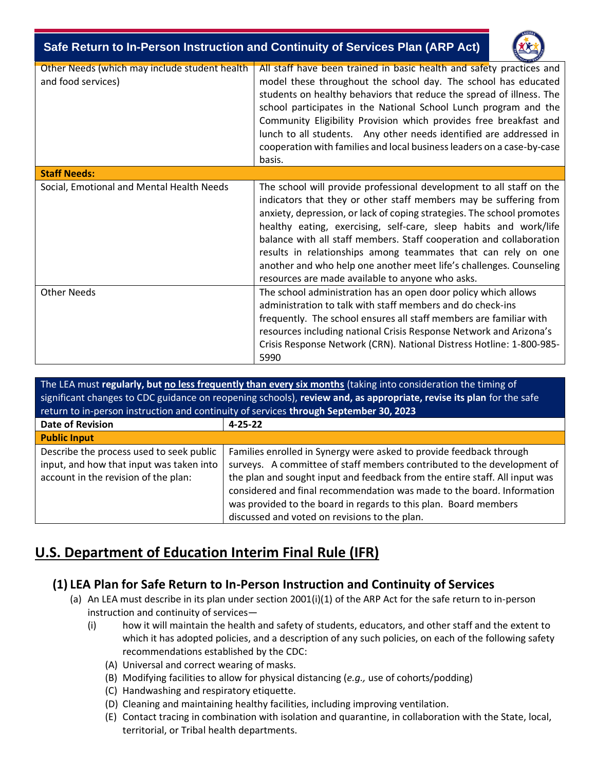| | |
|---|---|
| Other Needs (which may include student health and food services) | All staff have been trained in basic health and safety practices and model these throughout the school day. The school has educated students on healthy behaviors that reduce the spread of illness. The school participates in the National School Lunch program and the Community Eligibility Provision which provides free breakfast and lunch to all students. Any other needs identified are addressed in cooperation with families and local business leaders on a case-by-case basis. |
| **Staff Needs:** | |
| Social, Emotional and Mental Health Needs | The school will provide professional development to all staff on the indicators that they or other staff members may be suffering from anxiety, depression, or lack of coping strategies. The school promotes healthy eating, exercising, self-care, sleep habits and work/life balance with all staff members. Staff cooperation and collaboration results in relationships among teammates that can rely on one another and who help one another meet life's challenges. Counseling resources are made available to anyone who asks. |
| Other Needs | The school administration has an open door policy which allows administration to talk with staff members and do check-ins frequently. The school ensures all staff members are familiar with resources including national Crisis Response Network and Arizona's Crisis Response Network (CRN). National Distress Hotline: 1-800-985-5990 |

The LEA must **regularly, but no less frequently than every six months** (taking into consideration the timing of significant changes to CDC guidance on reopening schools), **review and, as appropriate, revise its plan** for the safe return to in-person instruction and continuity of services **through September 30, 2023**

| **Date of Revision** | **4-25-22** |
|---|---|
| **Public Input** | |
| Describe the process used to seek public input, and how that input was taken into account in the revision of the plan: | Families enrolled in Synergy were asked to provide feedback through surveys. A committee of staff members contributed to the development of the plan and sought input and feedback from the entire staff. All input was considered and final recommendation was made to the board. Information was provided to the board in regards to this plan. Board members discussed and voted on revisions to the plan. |

# U.S. Department of Education Interim Final Rule (IFR)

## (1) LEA Plan for Safe Return to In-Person Instruction and Continuity of Services

(a) An LEA must describe in its plan under section 2001(i)(1) of the ARP Act for the safe return to in-person instruction and continuity of services—

(i) how it will maintain the health and safety of students, educators, and other staff and the extent to which it has adopted policies, and a description of any such policies, on each of the following safety recommendations established by the CDC:

(A) Universal and correct wearing of masks.

(B) Modifying facilities to allow for physical distancing (*e.g.,* use of cohorts/podding)

(C) Handwashing and respiratory etiquette.

(D) Cleaning and maintaining healthy facilities, including improving ventilation.

(E) Contact tracing in combination with isolation and quarantine, in collaboration with the State, local, territorial, or Tribal health departments.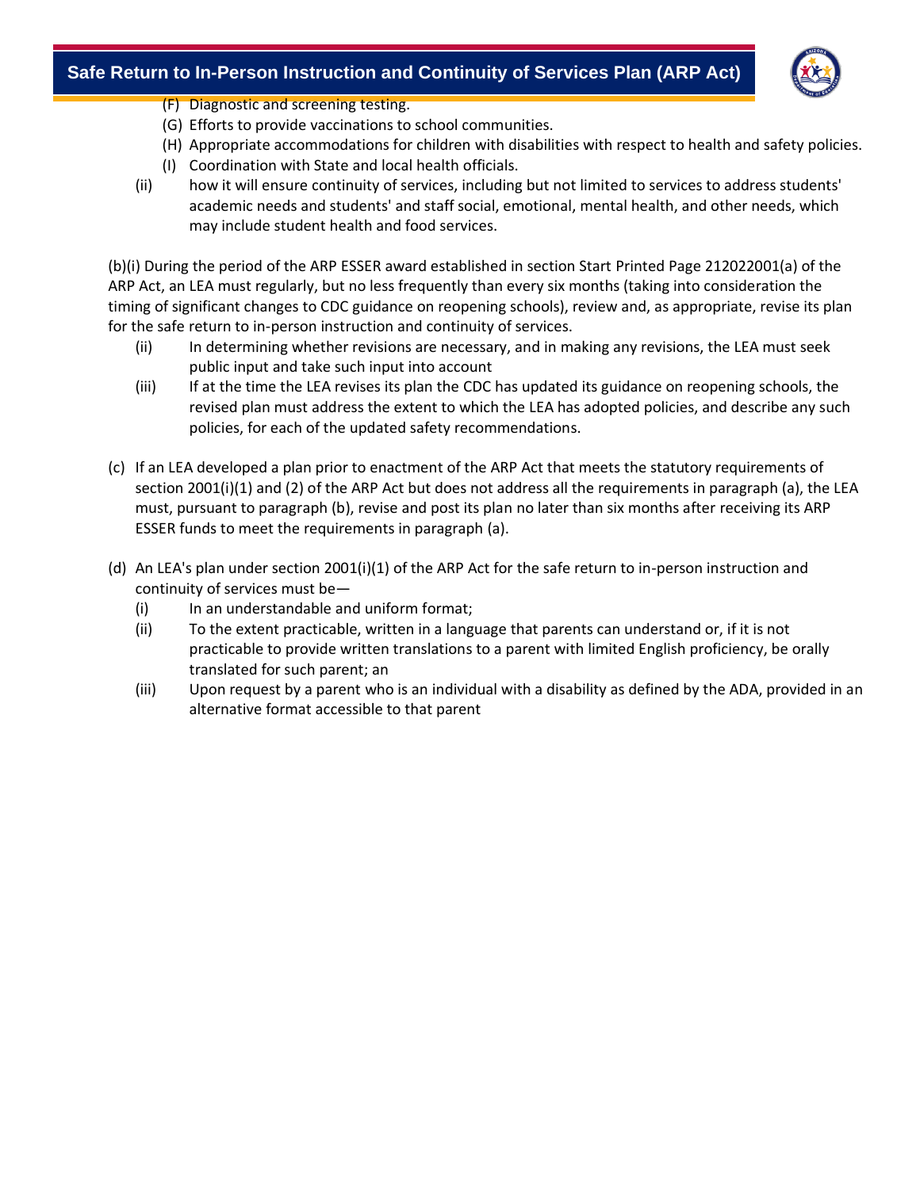(F) Diagnostic and screening testing.
(G) Efforts to provide vaccinations to school communities.
(H) Appropriate accommodations for children with disabilities with respect to health and safety policies.
(I) Coordination with State and local health officials.

(ii) how it will ensure continuity of services, including but not limited to services to address students' academic needs and students' and staff social, emotional, mental health, and other needs, which may include student health and food services.

(b)(i) During the period of the ARP ESSER award established in section Start Printed Page 212022001(a) of the ARP Act, an LEA must regularly, but no less frequently than every six months (taking into consideration the timing of significant changes to CDC guidance on reopening schools), review and, as appropriate, revise its plan for the safe return to in-person instruction and continuity of services.

(ii) In determining whether revisions are necessary, and in making any revisions, the LEA must seek public input and take such input into account

(iii) If at the time the LEA revises its plan the CDC has updated its guidance on reopening schools, the revised plan must address the extent to which the LEA has adopted policies, and describe any such policies, for each of the updated safety recommendations.

(c) If an LEA developed a plan prior to enactment of the ARP Act that meets the statutory requirements of section 2001(i)(1) and (2) of the ARP Act but does not address all the requirements in paragraph (a), the LEA must, pursuant to paragraph (b), revise and post its plan no later than six months after receiving its ARP ESSER funds to meet the requirements in paragraph (a).

(d) An LEA's plan under section 2001(i)(1) of the ARP Act for the safe return to in-person instruction and continuity of services must be—

(i) In an understandable and uniform format;

(ii) To the extent practicable, written in a language that parents can understand or, if it is not practicable to provide written translations to a parent with limited English proficiency, be orally translated for such parent; an

(iii) Upon request by a parent who is an individual with a disability as defined by the ADA, provided in an alternative format accessible to that parent